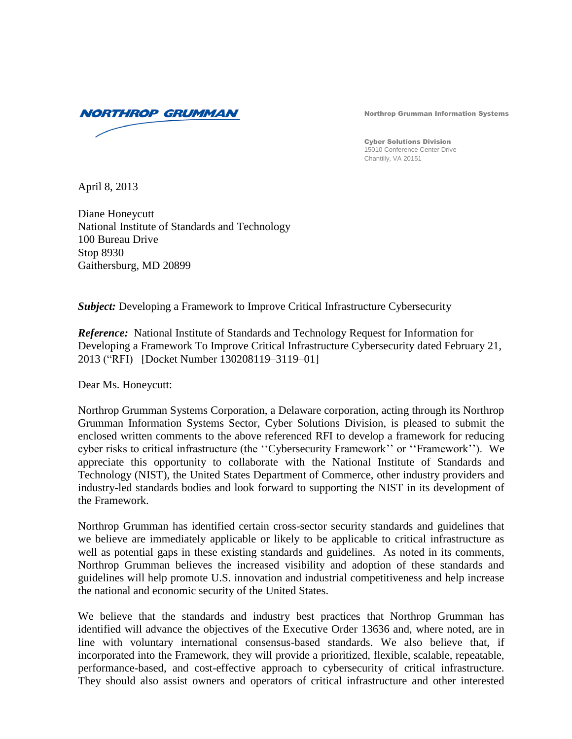NORTHROP GRUMMAN

Northrop Grumman Information Systems

**Cyber Solutions Division**
15010 Conference Center Drive
Chantilly, VA 20151

April 8, 2013

Diane Honeycutt
National Institute of Standards and Technology
100 Bureau Drive
Stop 8930
Gaithersburg, MD 20899

***Subject:*** Developing a Framework to Improve Critical Infrastructure Cybersecurity

***Reference:*** National Institute of Standards and Technology Request for Information for Developing a Framework To Improve Critical Infrastructure Cybersecurity dated February 21, 2013 ("RFI) [Docket Number 130208119–3119–01]

Dear Ms. Honeycutt:

Northrop Grumman Systems Corporation, a Delaware corporation, acting through its Northrop Grumman Information Systems Sector, Cyber Solutions Division, is pleased to submit the enclosed written comments to the above referenced RFI to develop a framework for reducing cyber risks to critical infrastructure (the ''Cybersecurity Framework'' or ''Framework''). We appreciate this opportunity to collaborate with the National Institute of Standards and Technology (NIST), the United States Department of Commerce, other industry providers and industry-led standards bodies and look forward to supporting the NIST in its development of the Framework.

Northrop Grumman has identified certain cross-sector security standards and guidelines that we believe are immediately applicable or likely to be applicable to critical infrastructure as well as potential gaps in these existing standards and guidelines. As noted in its comments, Northrop Grumman believes the increased visibility and adoption of these standards and guidelines will help promote U.S. innovation and industrial competitiveness and help increase the national and economic security of the United States.

We believe that the standards and industry best practices that Northrop Grumman has identified will advance the objectives of the Executive Order 13636 and, where noted, are in line with voluntary international consensus-based standards. We also believe that, if incorporated into the Framework, they will provide a prioritized, flexible, scalable, repeatable, performance-based, and cost-effective approach to cybersecurity of critical infrastructure. They should also assist owners and operators of critical infrastructure and other interested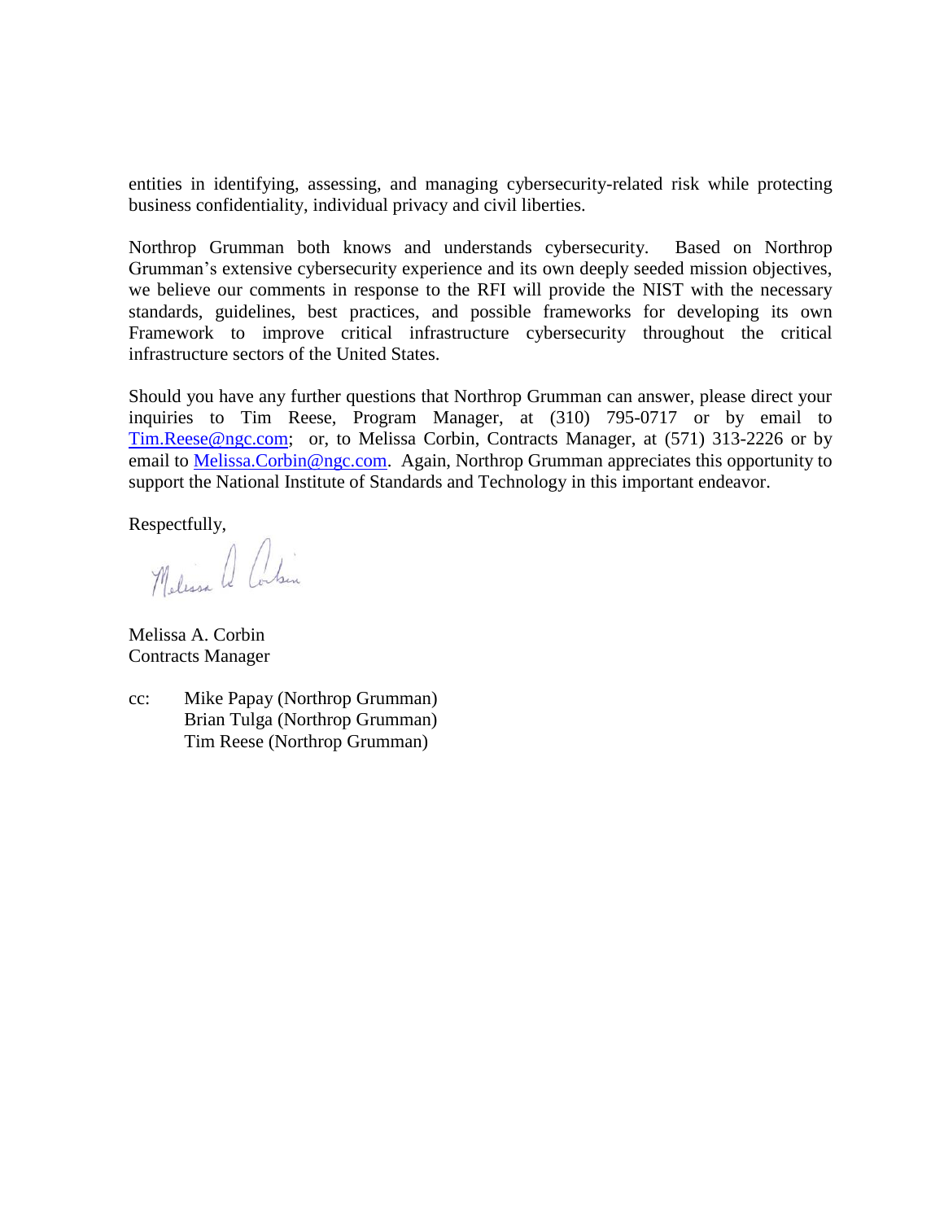entities in identifying, assessing, and managing cybersecurity-related risk while protecting business confidentiality, individual privacy and civil liberties.

Northrop Grumman both knows and understands cybersecurity. Based on Northrop Grumman's extensive cybersecurity experience and its own deeply seeded mission objectives, we believe our comments in response to the RFI will provide the NIST with the necessary standards, guidelines, best practices, and possible frameworks for developing its own Framework to improve critical infrastructure cybersecurity throughout the critical infrastructure sectors of the United States.

Should you have any further questions that Northrop Grumman can answer, please direct your inquiries to Tim Reese, Program Manager, at (310) 795-0717 or by email to Tim.Reese@ngc.com; or, to Melissa Corbin, Contracts Manager, at (571) 313-2226 or by email to Melissa.Corbin@ngc.com. Again, Northrop Grumman appreciates this opportunity to support the National Institute of Standards and Technology in this important endeavor.

Respectfully,

Melissa A. Corbin
Contracts Manager

cc: Mike Papay (Northrop Grumman)
Brian Tulga (Northrop Grumman)
Tim Reese (Northrop Grumman)